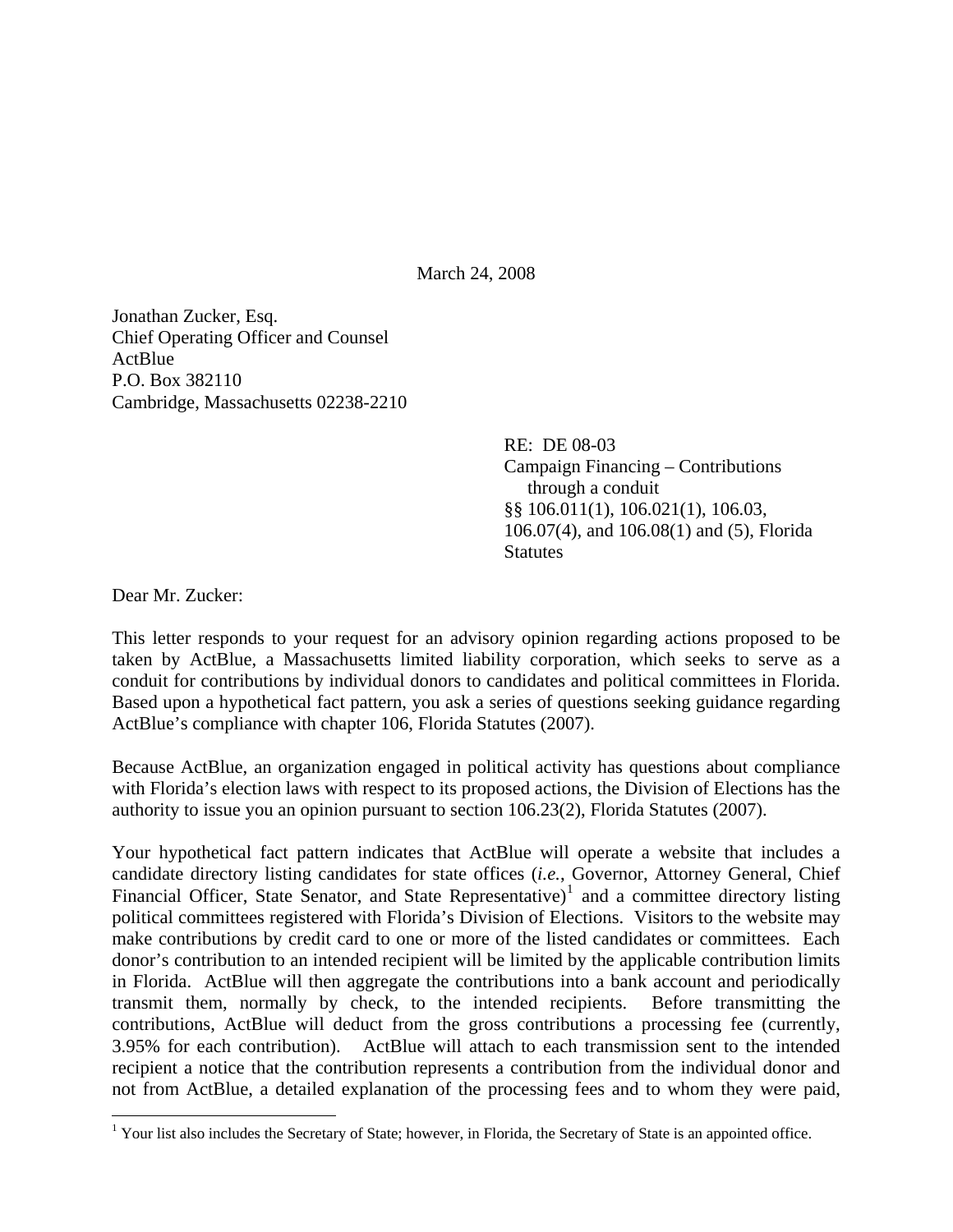March 24, 2008

Jonathan Zucker, Esq.
Chief Operating Officer and Counsel
ActBlue
P.O. Box 382110
Cambridge, Massachusetts 02238-2210

RE: DE 08-03
Campaign Financing – Contributions through a conduit
§§ 106.011(1), 106.021(1), 106.03, 106.07(4), and 106.08(1) and (5), Florida Statutes

Dear Mr. Zucker:

This letter responds to your request for an advisory opinion regarding actions proposed to be taken by ActBlue, a Massachusetts limited liability corporation, which seeks to serve as a conduit for contributions by individual donors to candidates and political committees in Florida. Based upon a hypothetical fact pattern, you ask a series of questions seeking guidance regarding ActBlue's compliance with chapter 106, Florida Statutes (2007).

Because ActBlue, an organization engaged in political activity has questions about compliance with Florida's election laws with respect to its proposed actions, the Division of Elections has the authority to issue you an opinion pursuant to section 106.23(2), Florida Statutes (2007).

Your hypothetical fact pattern indicates that ActBlue will operate a website that includes a candidate directory listing candidates for state offices (*i.e.*, Governor, Attorney General, Chief Financial Officer, State Senator, and State Representative)[1] and a committee directory listing political committees registered with Florida's Division of Elections. Visitors to the website may make contributions by credit card to one or more of the listed candidates or committees. Each donor's contribution to an intended recipient will be limited by the applicable contribution limits in Florida. ActBlue will then aggregate the contributions into a bank account and periodically transmit them, normally by check, to the intended recipients. Before transmitting the contributions, ActBlue will deduct from the gross contributions a processing fee (currently, 3.95% for each contribution). ActBlue will attach to each transmission sent to the intended recipient a notice that the contribution represents a contribution from the individual donor and not from ActBlue, a detailed explanation of the processing fees and to whom they were paid,

[1] Your list also includes the Secretary of State; however, in Florida, the Secretary of State is an appointed office.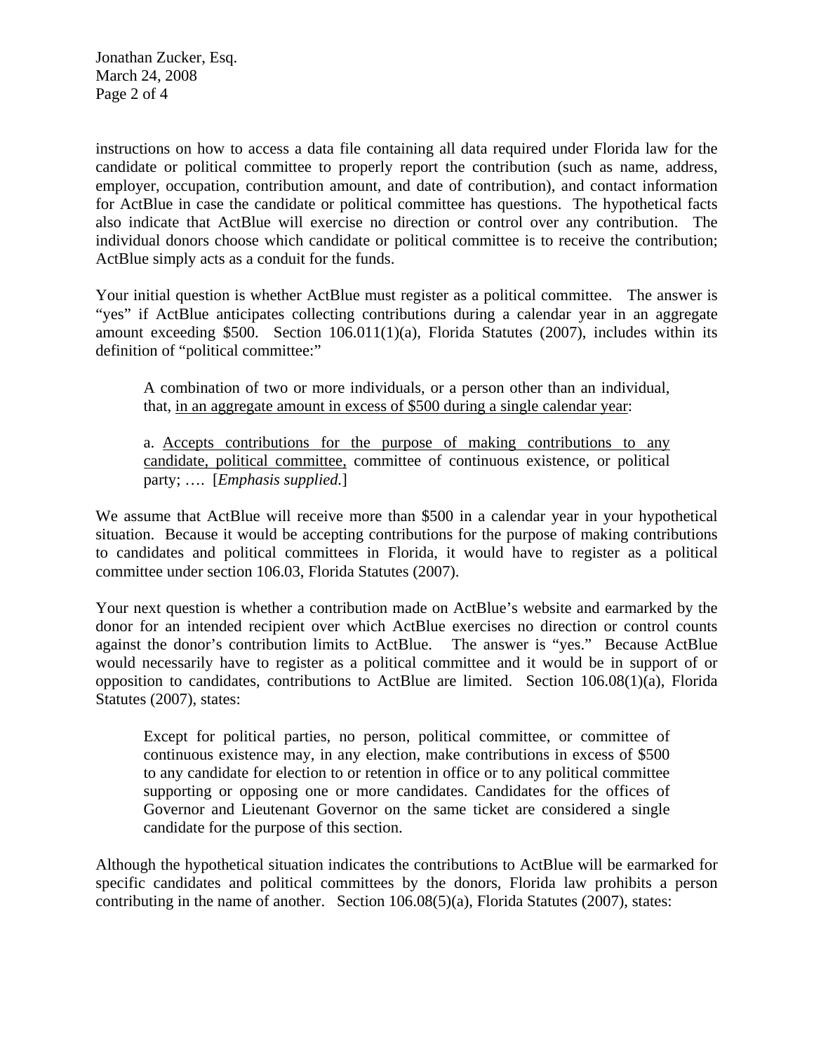instructions on how to access a data file containing all data required under Florida law for the candidate or political committee to properly report the contribution (such as name, address, employer, occupation, contribution amount, and date of contribution), and contact information for ActBlue in case the candidate or political committee has questions. The hypothetical facts also indicate that ActBlue will exercise no direction or control over any contribution. The individual donors choose which candidate or political committee is to receive the contribution; ActBlue simply acts as a conduit for the funds.

Your initial question is whether ActBlue must register as a political committee. The answer is "yes" if ActBlue anticipates collecting contributions during a calendar year in an aggregate amount exceeding $500. Section 106.011(1)(a), Florida Statutes (2007), includes within its definition of "political committee:"

> A combination of two or more individuals, or a person other than an individual, that, <u>in an aggregate amount in excess of $500 during a single calendar year</u>:
>
> a. <u>Accepts contributions for the purpose of making contributions to any candidate, political committee,</u> committee of continuous existence, or political party; …. [*Emphasis supplied.*]

We assume that ActBlue will receive more than $500 in a calendar year in your hypothetical situation. Because it would be accepting contributions for the purpose of making contributions to candidates and political committees in Florida, it would have to register as a political committee under section 106.03, Florida Statutes (2007).

Your next question is whether a contribution made on ActBlue's website and earmarked by the donor for an intended recipient over which ActBlue exercises no direction or control counts against the donor's contribution limits to ActBlue. The answer is "yes." Because ActBlue would necessarily have to register as a political committee and it would be in support of or opposition to candidates, contributions to ActBlue are limited. Section 106.08(1)(a), Florida Statutes (2007), states:

> Except for political parties, no person, political committee, or committee of continuous existence may, in any election, make contributions in excess of $500 to any candidate for election to or retention in office or to any political committee supporting or opposing one or more candidates. Candidates for the offices of Governor and Lieutenant Governor on the same ticket are considered a single candidate for the purpose of this section.

Although the hypothetical situation indicates the contributions to ActBlue will be earmarked for specific candidates and political committees by the donors, Florida law prohibits a person contributing in the name of another. Section 106.08(5)(a), Florida Statutes (2007), states: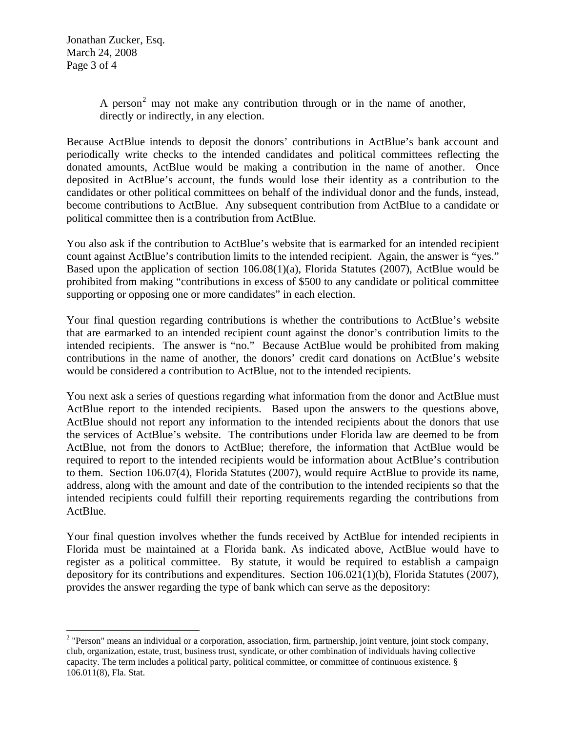> A person[2] may not make any contribution through or in the name of another, directly or indirectly, in any election.

Because ActBlue intends to deposit the donors' contributions in ActBlue's bank account and periodically write checks to the intended candidates and political committees reflecting the donated amounts, ActBlue would be making a contribution in the name of another. Once deposited in ActBlue's account, the funds would lose their identity as a contribution to the candidates or other political committees on behalf of the individual donor and the funds, instead, become contributions to ActBlue. Any subsequent contribution from ActBlue to a candidate or political committee then is a contribution from ActBlue.

You also ask if the contribution to ActBlue's website that is earmarked for an intended recipient count against ActBlue's contribution limits to the intended recipient. Again, the answer is "yes." Based upon the application of section 106.08(1)(a), Florida Statutes (2007), ActBlue would be prohibited from making "contributions in excess of $500 to any candidate or political committee supporting or opposing one or more candidates" in each election.

Your final question regarding contributions is whether the contributions to ActBlue's website that are earmarked to an intended recipient count against the donor's contribution limits to the intended recipients. The answer is "no." Because ActBlue would be prohibited from making contributions in the name of another, the donors' credit card donations on ActBlue's website would be considered a contribution to ActBlue, not to the intended recipients.

You next ask a series of questions regarding what information from the donor and ActBlue must ActBlue report to the intended recipients. Based upon the answers to the questions above, ActBlue should not report any information to the intended recipients about the donors that use the services of ActBlue's website. The contributions under Florida law are deemed to be from ActBlue, not from the donors to ActBlue; therefore, the information that ActBlue would be required to report to the intended recipients would be information about ActBlue's contribution to them. Section 106.07(4), Florida Statutes (2007), would require ActBlue to provide its name, address, along with the amount and date of the contribution to the intended recipients so that the intended recipients could fulfill their reporting requirements regarding the contributions from ActBlue.

Your final question involves whether the funds received by ActBlue for intended recipients in Florida must be maintained at a Florida bank. As indicated above, ActBlue would have to register as a political committee. By statute, it would be required to establish a campaign depository for its contributions and expenditures. Section 106.021(1)(b), Florida Statutes (2007), provides the answer regarding the type of bank which can serve as the depository:

---

[2] "Person" means an individual or a corporation, association, firm, partnership, joint venture, joint stock company, club, organization, estate, trust, business trust, syndicate, or other combination of individuals having collective capacity. The term includes a political party, political committee, or committee of continuous existence. § 106.011(8), Fla. Stat.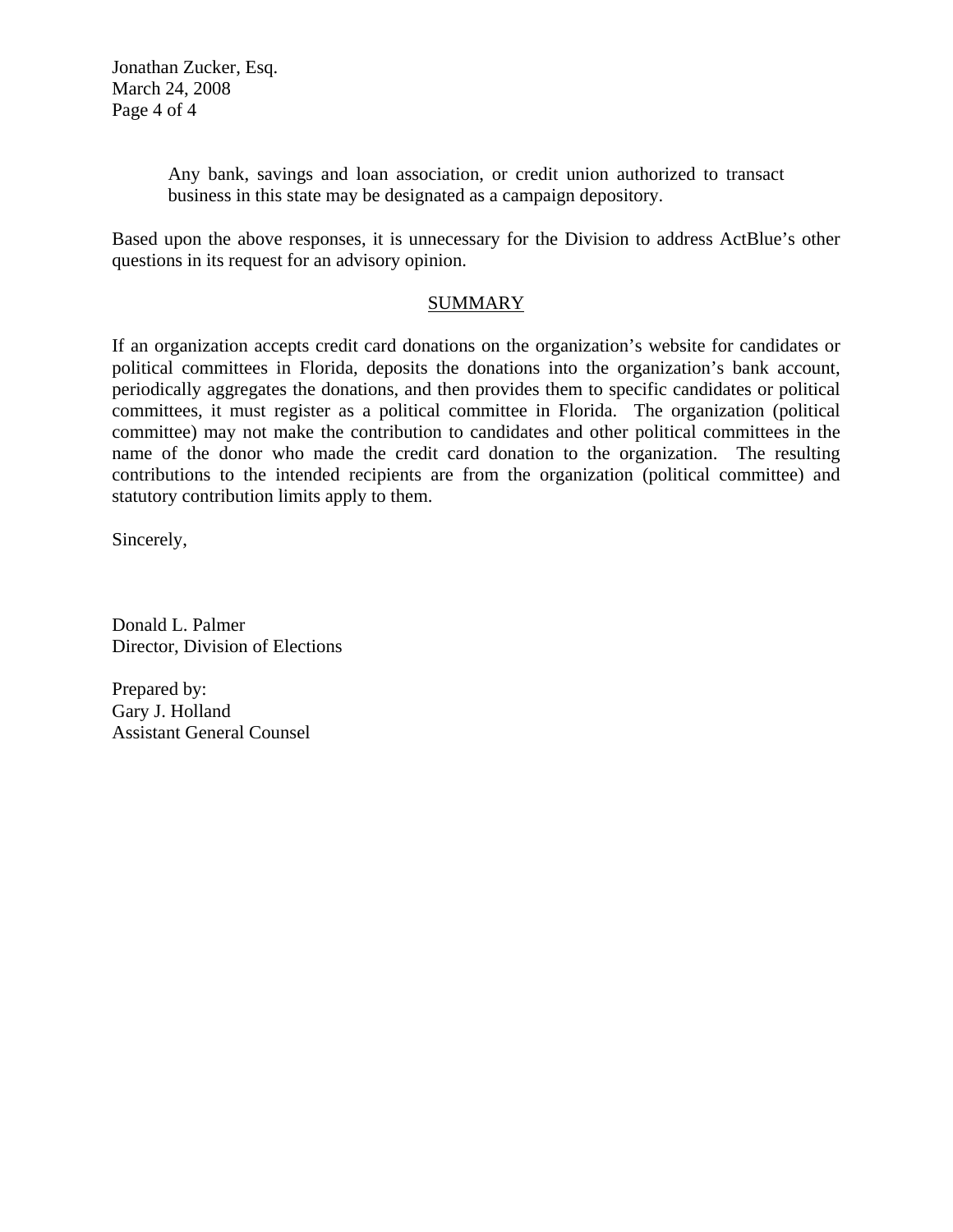> Any bank, savings and loan association, or credit union authorized to transact business in this state may be designated as a campaign depository.

Based upon the above responses, it is unnecessary for the Division to address ActBlue's other questions in its request for an advisory opinion.

## SUMMARY

If an organization accepts credit card donations on the organization's website for candidates or political committees in Florida, deposits the donations into the organization's bank account, periodically aggregates the donations, and then provides them to specific candidates or political committees, it must register as a political committee in Florida. The organization (political committee) may not make the contribution to candidates and other political committees in the name of the donor who made the credit card donation to the organization. The resulting contributions to the intended recipients are from the organization (political committee) and statutory contribution limits apply to them.

Sincerely,

Donald L. Palmer
Director, Division of Elections

Prepared by:
Gary J. Holland
Assistant General Counsel